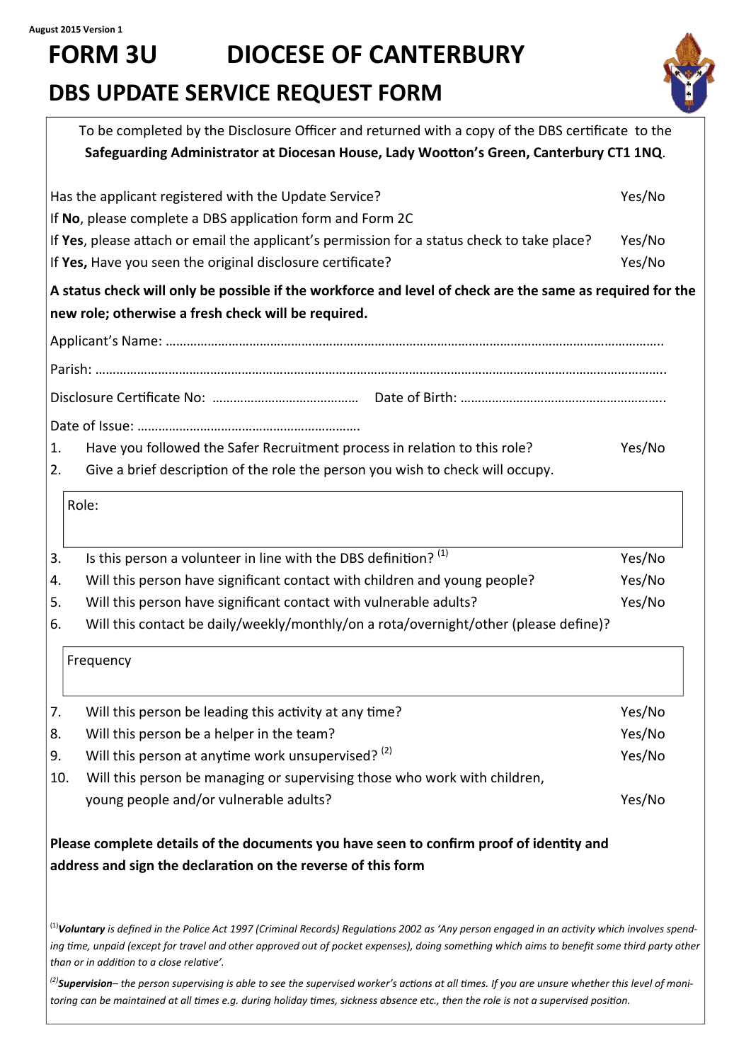August 2015 Version 1

# FORM 3U DIOCESE OF CANTERBURY

# DBS UPDATE SERVICE REQUEST FORM

To be completed by the Disclosure Officer and returned with a copy of the DBS certificate to the **Safeguarding Administrator at Diocesan House, Lady Wootton's Green, Canterbury CT1 1NQ**.

Has the applicant registered with the Update Service? Yes/No

If **No**, please complete a DBS application form and Form 2C

If **Yes**, please attach or email the applicant's permission for a status check to take place? Yes/No

If **Yes,** Have you seen the original disclosure certificate? Yes/No

**A status check will only be possible if the workforce and level of check are the same as required for the new role; otherwise a fresh check will be required.**

Applicant's Name: ……………………………………………………………………………………………………………………….

Parish: ……………………………………………………………………………………………………………………………………….

Disclosure Certificate No: …………………………………… Date of Birth: …………………………………………………….

Date of Issue: ……………………………………………………….

1. Have you followed the Safer Recruitment process in relation to this role? Yes/No
2. Give a brief description of the role the person you wish to check will occupy.

| Role: |
|---|
| |

3. Is this person a volunteer in line with the DBS definition? [1] Yes/No
4. Will this person have significant contact with children and young people? Yes/No
5. Will this person have significant contact with vulnerable adults? Yes/No
6. Will this contact be daily/weekly/monthly/on a rota/overnight/other (please define)?

| Frequency |
|---|
| |

7. Will this person be leading this activity at any time? Yes/No
8. Will this person be a helper in the team? Yes/No
9. Will this person at anytime work unsupervised? [2] Yes/No
10. Will this person be managing or supervising those who work with children, young people and/or vulnerable adults? Yes/No

**Please complete details of the documents you have seen to confirm proof of identity and address and sign the declaration on the reverse of this form**

[1] ***Voluntary*** *is defined in the Police Act 1997 (Criminal Records) Regulations 2002 as 'Any person engaged in an activity which involves spending time, unpaid (except for travel and other approved out of pocket expenses), doing something which aims to benefit some third party other than or in addition to a close relative'.*

[2] ***Supervision*** *– the person supervising is able to see the supervised worker's actions at all times. If you are unsure whether this level of monitoring can be maintained at all times e.g. during holiday times, sickness absence etc., then the role is not a supervised position.*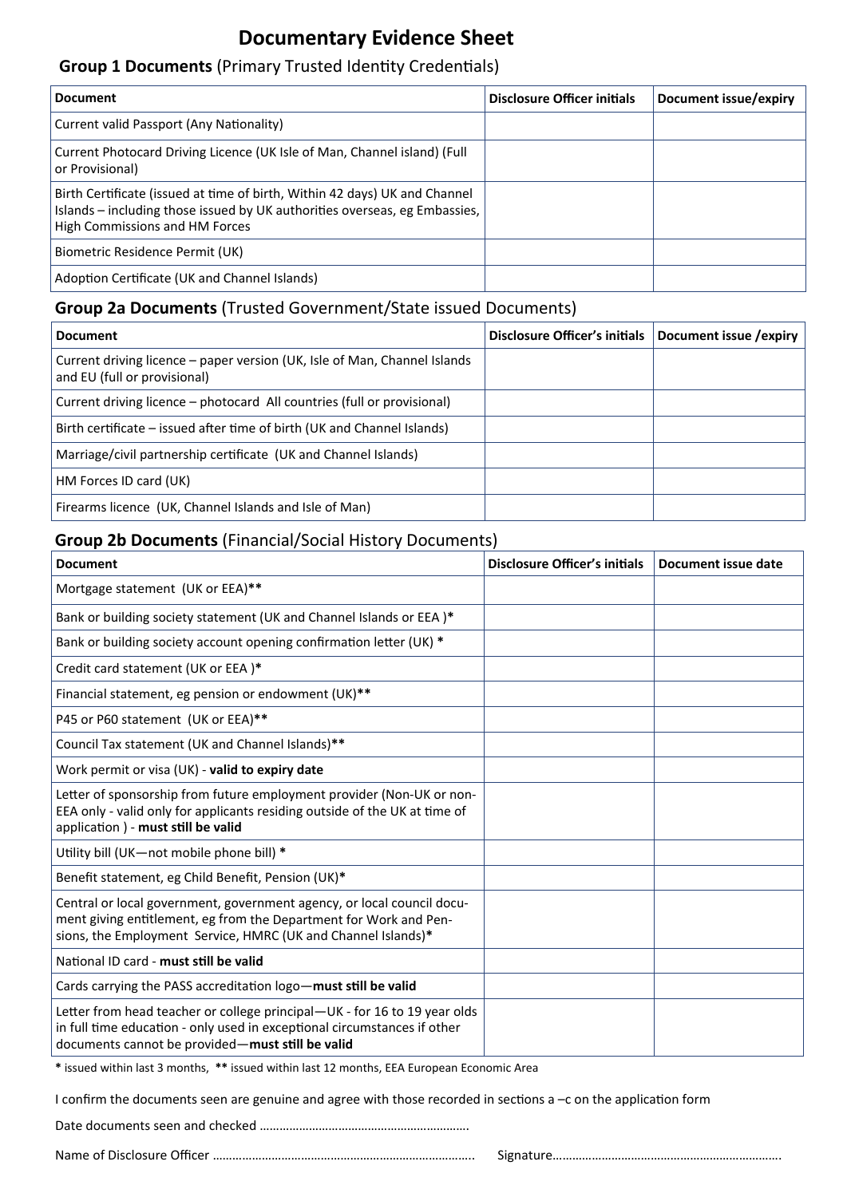# Documentary Evidence Sheet

## Group 1 Documents (Primary Trusted Identity Credentials)

| Document | Disclosure Officer initials | Document issue/expiry |
|---|---|---|
| Current valid Passport (Any Nationality) | | |
| Current Photocard Driving Licence (UK Isle of Man, Channel island) (Full or Provisional) | | |
| Birth Certificate (issued at time of birth, Within 42 days) UK and Channel Islands – including those issued by UK authorities overseas, eg Embassies, High Commissions and HM Forces | | |
| Biometric Residence Permit (UK) | | |
| Adoption Certificate (UK and Channel Islands) | | |

## Group 2a Documents (Trusted Government/State issued Documents)

| Document | Disclosure Officer's initials | Document issue /expiry |
|---|---|---|
| Current driving licence – paper version (UK, Isle of Man, Channel Islands and EU (full or provisional) | | |
| Current driving licence – photocard All countries (full or provisional) | | |
| Birth certificate – issued after time of birth (UK and Channel Islands) | | |
| Marriage/civil partnership certificate (UK and Channel Islands) | | |
| HM Forces ID card (UK) | | |
| Firearms licence (UK, Channel Islands and Isle of Man) | | |

## Group 2b Documents (Financial/Social History Documents)

| Document | Disclosure Officer's initials | Document issue date |
|---|---|---|
| Mortgage statement (UK or EEA)** | | |
| Bank or building society statement (UK and Channel Islands or EEA )* | | |
| Bank or building society account opening confirmation letter (UK) * | | |
| Credit card statement (UK or EEA )* | | |
| Financial statement, eg pension or endowment (UK)** | | |
| P45 or P60 statement (UK or EEA)** | | |
| Council Tax statement (UK and Channel Islands)** | | |
| Work permit or visa (UK) - **valid to expiry date** | | |
| Letter of sponsorship from future employment provider (Non-UK or non-EEA only - valid only for applicants residing outside of the UK at time of application ) - **must still be valid** | | |
| Utility bill (UK—not mobile phone bill) * | | |
| Benefit statement, eg Child Benefit, Pension (UK)* | | |
| Central or local government, government agency, or local council document giving entitlement, eg from the Department for Work and Pensions, the Employment Service, HMRC (UK and Channel Islands)* | | |
| National ID card - **must still be valid** | | |
| Cards carrying the PASS accreditation logo—**must still be valid** | | |
| Letter from head teacher or college principal—UK - for 16 to 19 year olds in full time education - only used in exceptional circumstances if other documents cannot be provided—**must still be valid** | | |

**\*** issued within last 3 months, **\*\*** issued within last 12 months, EEA European Economic Area

I confirm the documents seen are genuine and agree with those recorded in sections a –c on the application form

Date documents seen and checked ……………………………………………………

Name of Disclosure Officer ………………………………………………………………… Signature…………………………………………………………